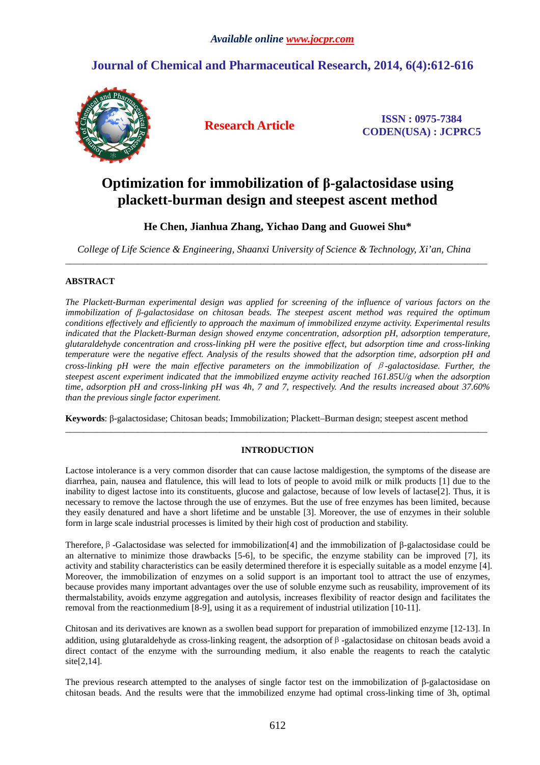# Optimization for immobilization of β-galactosidase using plackett-burman design and steepest ascent method

**He Chen, Jianhua Zhang, Yichao Dang and Guowei Shu***

*College of Life Science & Engineering, Shaanxi University of Science & Technology, Xi'an, China*

---

## ABSTRACT

*The Plackett-Burman experimental design was applied for screening of the influence of various factors on the immobilization of β-galactosidase on chitosan beads. The steepest ascent method was required the optimum conditions effectively and efficiently to approach the maximum of immobilized enzyme activity. Experimental results indicated that the Plackett-Burman design showed enzyme concentration, adsorption pH, adsorption temperature, glutaraldehyde concentration and cross-linking pH were the positive effect, but adsorption time and cross-linking temperature were the negative effect. Analysis of the results showed that the adsorption time, adsorption pH and cross-linking pH were the main effective parameters on the immobilization of β-galactosidase. Further, the steepest ascent experiment indicated that the immobilized enzyme activity reached 161.85U/g when the adsorption time, adsorption pH and cross-linking pH was 4h, 7 and 7, respectively. And the results increased about 37.60% than the previous single factor experiment.*

**Keywords**: β-galactosidase; Chitosan beads; Immobilization; Plackett–Burman design; steepest ascent method

---

## INTRODUCTION

Lactose intolerance is a very common disorder that can cause lactose maldigestion, the symptoms of the disease are diarrhea, pain, nausea and flatulence, this will lead to lots of people to avoid milk or milk products [1] due to the inability to digest lactose into its constituents, glucose and galactose, because of low levels of lactase[2]. Thus, it is necessary to remove the lactose through the use of enzymes. But the use of free enzymes has been limited, because they easily denatured and have a short lifetime and be unstable [3]. Moreover, the use of enzymes in their soluble form in large scale industrial processes is limited by their high cost of production and stability.

Therefore, β -Galactosidase was selected for immobilization[4] and the immobilization of β-galactosidase could be an alternative to minimize those drawbacks [5-6], to be specific, the enzyme stability can be improved [7], its activity and stability characteristics can be easily determined therefore it is especially suitable as a model enzyme [4]. Moreover, the immobilization of enzymes on a solid support is an important tool to attract the use of enzymes, because provides many important advantages over the use of soluble enzyme such as reusability, improvement of its thermalstability, avoids enzyme aggregation and autolysis, increases flexibility of reactor design and facilitates the removal from the reactionmedium [8-9], using it as a requirement of industrial utilization [10-11].

Chitosan and its derivatives are known as a swollen bead support for preparation of immobilized enzyme [12-13]. In addition, using glutaraldehyde as cross-linking reagent, the adsorption of β -galactosidase on chitosan beads avoid a direct contact of the enzyme with the surrounding medium, it also enable the reagents to reach the catalytic site[2,14].

The previous research attempted to the analyses of single factor test on the immobilization of β-galactosidase on chitosan beads. And the results were that the immobilized enzyme had optimal cross-linking time of 3h, optimal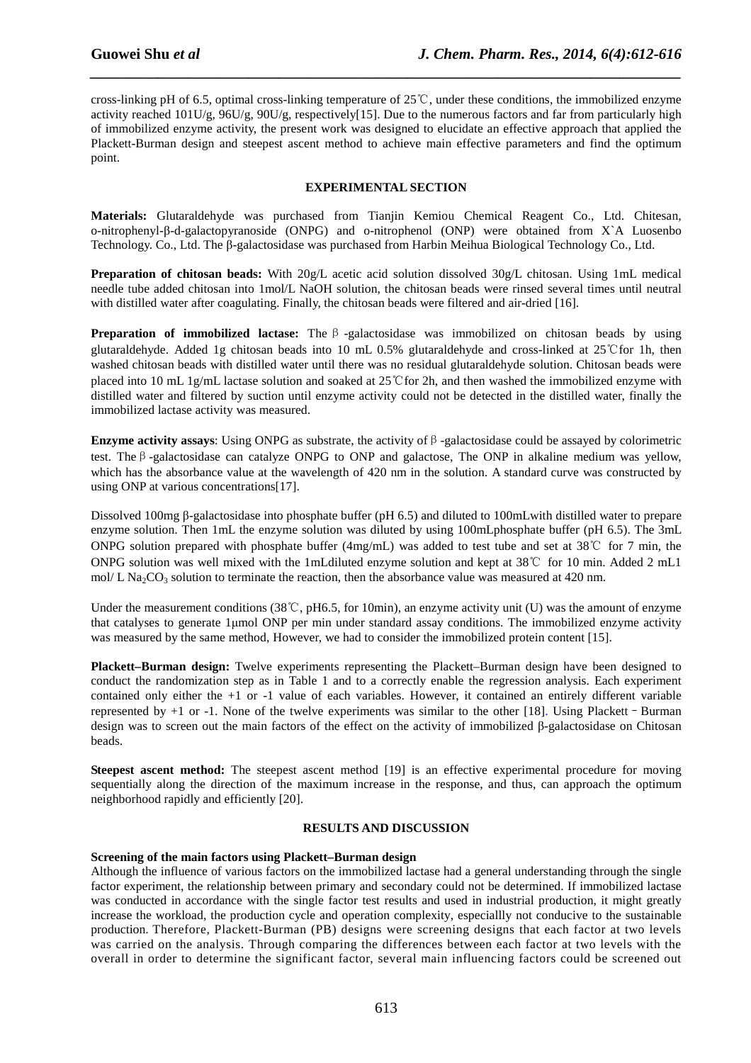cross-linking pH of 6.5, optimal cross-linking temperature of 25℃, under these conditions, the immobilized enzyme activity reached 101U/g, 96U/g, 90U/g, respectively[15]. Due to the numerous factors and far from particularly high of immobilized enzyme activity, the present work was designed to elucidate an effective approach that applied the Plackett-Burman design and steepest ascent method to achieve main effective parameters and find the optimum point.

## EXPERIMENTAL SECTION

**Materials:** Glutaraldehyde was purchased from Tianjin Kemiou Chemical Reagent Co., Ltd. Chitesan, o-nitrophenyl-β-d-galactopyranoside (ONPG) and o-nitrophenol (ONP) were obtained from X`A Luosenbo Technology. Co., Ltd. The β-galactosidase was purchased from Harbin Meihua Biological Technology Co., Ltd.

**Preparation of chitosan beads:** With 20g/L acetic acid solution dissolved 30g/L chitosan. Using 1mL medical needle tube added chitosan into 1mol/L NaOH solution, the chitosan beads were rinsed several times until neutral with distilled water after coagulating. Finally, the chitosan beads were filtered and air-dried [16].

**Preparation of immobilized lactase:** The β-galactosidase was immobilized on chitosan beads by using glutaraldehyde. Added 1g chitosan beads into 10 mL 0.5% glutaraldehyde and cross-linked at 25℃for 1h, then washed chitosan beads with distilled water until there was no residual glutaraldehyde solution. Chitosan beads were placed into 10 mL 1g/mL lactase solution and soaked at 25℃for 2h, and then washed the immobilized enzyme with distilled water and filtered by suction until enzyme activity could not be detected in the distilled water, finally the immobilized lactase activity was measured.

**Enzyme activity assays**: Using ONPG as substrate, the activity of β-galactosidase could be assayed by colorimetric test. The β-galactosidase can catalyze ONPG to ONP and galactose, The ONP in alkaline medium was yellow, which has the absorbance value at the wavelength of 420 nm in the solution. A standard curve was constructed by using ONP at various concentrations[17].

Dissolved 100mg β-galactosidase into phosphate buffer (pH 6.5) and diluted to 100mLwith distilled water to prepare enzyme solution. Then 1mL the enzyme solution was diluted by using 100mLphosphate buffer (pH 6.5). The 3mL ONPG solution prepared with phosphate buffer (4mg/mL) was added to test tube and set at 38℃ for 7 min, the ONPG solution was well mixed with the 1mLdiluted enzyme solution and kept at 38℃ for 10 min. Added 2 mL1 mol/ L $Na_2CO_3$ solution to terminate the reaction, then the absorbance value was measured at 420 nm.

Under the measurement conditions (38℃, pH6.5, for 10min), an enzyme activity unit (U) was the amount of enzyme that catalyses to generate 1μmol ONP per min under standard assay conditions. The immobilized enzyme activity was measured by the same method, However, we had to consider the immobilized protein content [15].

**Plackett–Burman design:** Twelve experiments representing the Plackett–Burman design have been designed to conduct the randomization step as in Table 1 and to a correctly enable the regression analysis. Each experiment contained only either the +1 or -1 value of each variables. However, it contained an entirely different variable represented by +1 or -1. None of the twelve experiments was similar to the other [18]. Using Plackett－Burman design was to screen out the main factors of the effect on the activity of immobilized β-galactosidase on Chitosan beads.

**Steepest ascent method:** The steepest ascent method [19] is an effective experimental procedure for moving sequentially along the direction of the maximum increase in the response, and thus, can approach the optimum neighborhood rapidly and efficiently [20].

## RESULTS AND DISCUSSION

### Screening of the main factors using Plackett–Burman design

Although the influence of various factors on the immobilized lactase had a general understanding through the single factor experiment, the relationship between primary and secondary could not be determined. If immobilized lactase was conducted in accordance with the single factor test results and used in industrial production, it might greatly increase the workload, the production cycle and operation complexity, especiallly not conducive to the sustainable production. Therefore, Plackett-Burman (PB) designs were screening designs that each factor at two levels was carried on the analysis. Through comparing the differences between each factor at two levels with the overall in order to determine the significant factor, several main influencing factors could be screened out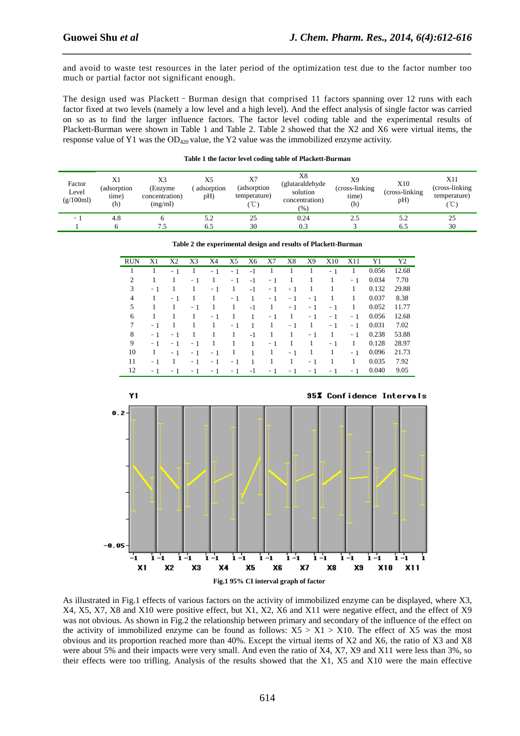and avoid to waste test resources in the later period of the optimization test due to the factor number too much or partial factor not significant enough.

The design used was Plackett－Burman design that comprised 11 factors spanning over 12 runs with each factor fixed at two levels (namely a low level and a high level). And the effect analysis of single factor was carried on so as to find the larger influence factors. The factor level coding table and the experimental results of Plackett-Burman were shown in Table 1 and Table 2. Table 2 showed that the X2 and X6 were virtual items, the response value of Y1 was the $OD_{420}$ value, the Y2 value was the immobilized enzyme activity.

**Table 1 the factor level coding table of Plackett-Burman**

| Factor Level (g/100ml) | X1 (adsorption time) (h) | X3 (Enzyme concentration) (mg/ml) | X5 ( adsorption pH) | X7 (adsorption temperature) (℃) | X8 (glutaraldehyde solution concentration) (%) | X9 (cross-linking time) (h) | X10 (cross-linking pH) | X11 (cross-linking temperature) (℃) |
|---|---|---|---|---|---|---|---|---|
| －1 | 4.8 | 6 | 5.2 | 25 | 0.24 | 2.5 | 5.2 | 25 |
| 1 | 6 | 7.5 | 6.5 | 30 | 0.3 | 3 | 6.5 | 30 |

**Table 2 the experimental design and results of Plackett-Burman**

| RUN | X1 | X2 | X3 | X4 | X5 | X6 | X7 | X8 | X9 | X10 | X11 | Y1 | Y2 |
|---|---|---|---|---|---|---|---|---|---|---|---|---|---|
| 1 | 1 | －1 | 1 | －1 | －1 | -1 | 1 | 1 | 1 | －1 | 1 | 0.056 | 12.68 |
| 2 | 1 | 1 | －1 | 1 | －1 | -1 | －1 | 1 | 1 | 1 | －1 | 0.034 | 7.70 |
| 3 | －1 | 1 | 1 | －1 | 1 | -1 | －1 | －1 | 1 | 1 | 1 | 0.132 | 29.88 |
| 4 | 1 | －1 | 1 | 1 | －1 | 1 | －1 | －1 | －1 | 1 | 1 | 0.037 | 8.38 |
| 5 | 1 | 1 | －1 | 1 | 1 | -1 | 1 | －1 | －1 | －1 | 1 | 0.052 | 11.77 |
| 6 | 1 | 1 | 1 | －1 | 1 | 1 | －1 | 1 | －1 | －1 | －1 | 0.056 | 12.68 |
| 7 | －1 | 1 | 1 | 1 | －1 | 1 | 1 | －1 | 1 | －1 | －1 | 0.031 | 7.02 |
| 8 | －1 | －1 | 1 | 1 | 1 | -1 | 1 | 1 | －1 | 1 | －1 | 0.238 | 53.88 |
| 9 | －1 | －1 | －1 | 1 | 1 | 1 | －1 | 1 | 1 | －1 | 1 | 0.128 | 28.97 |
| 10 | 1 | －1 | －1 | －1 | 1 | 1 | 1 | －1 | 1 | 1 | －1 | 0.096 | 21.73 |
| 11 | －1 | 1 | －1 | －1 | －1 | 1 | 1 | 1 | －1 | 1 | 1 | 0.035 | 7.92 |
| 12 | －1 | －1 | －1 | －1 | －1 | -1 | －1 | －1 | －1 | －1 | －1 | 0.040 | 9.05 |

**Fig.1 95% CI interval graph of factor**

As illustrated in Fig.1 effects of various factors on the activity of immobilized enzyme can be displayed, where X3, X4, X5, X7, X8 and X10 were positive effect, but X1, X2, X6 and X11 were negative effect, and the effect of X9 was not obvious. As shown in Fig.2 the relationship between primary and secondary of the influence of the effect on the activity of immobilized enzyme can be found as follows: X5 ＞ X1 ＞ X10. The effect of X5 was the most obvious and its proportion reached more than 40%. Except the virtual items of X2 and X6, the ratio of X3 and X8 were about 5% and their impacts were very small. And even the ratio of X4, X7, X9 and X11 were less than 3%, so their effects were too trifling. Analysis of the results showed that the X1, X5 and X10 were the main effective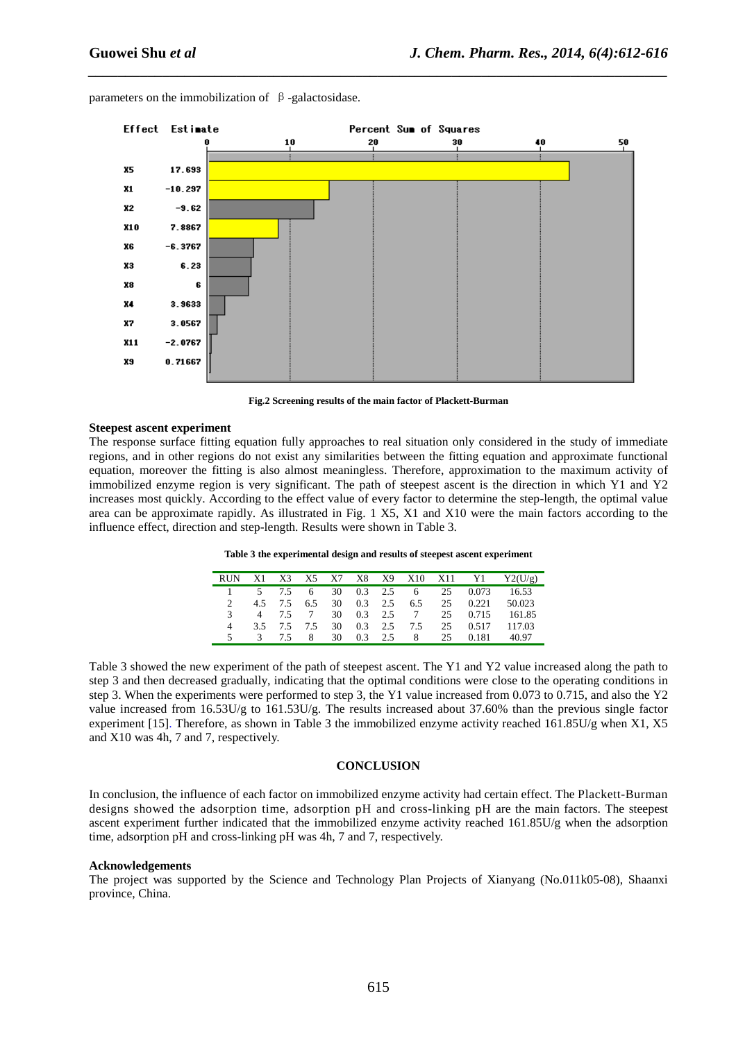parameters on the immobilization of β-galactosidase.

Fig.2 Screening results of the main factor of Plackett-Burman

**Steepest ascent experiment**

The response surface fitting equation fully approaches to real situation only considered in the study of immediate regions, and in other regions do not exist any similarities between the fitting equation and approximate functional equation, moreover the fitting is also almost meaningless. Therefore, approximation to the maximum activity of immobilized enzyme region is very significant. The path of steepest ascent is the direction in which Y1 and Y2 increases most quickly. According to the effect value of every factor to determine the step-length, the optimal value area can be approximate rapidly. As illustrated in Fig. 1 X5, X1 and X10 were the main factors according to the influence effect, direction and step-length. Results were shown in Table 3.

**Table 3 the experimental design and results of steepest ascent experiment**

| RUN | X1 | X3 | X5 | X7 | X8 | X9 | X10 | X11 | Y1 | Y2(U/g) |
|---|---|---|---|---|---|---|---|---|---|---|
| 1 | 5 | 7.5 | 6 | 30 | 0.3 | 2.5 | 6 | 25 | 0.073 | 16.53 |
| 2 | 4.5 | 7.5 | 6.5 | 30 | 0.3 | 2.5 | 6.5 | 25 | 0.221 | 50.023 |
| 3 | 4 | 7.5 | 7 | 30 | 0.3 | 2.5 | 7 | 25 | 0.715 | 161.85 |
| 4 | 3.5 | 7.5 | 7.5 | 30 | 0.3 | 2.5 | 7.5 | 25 | 0.517 | 117.03 |
| 5 | 3 | 7.5 | 8 | 30 | 0.3 | 2.5 | 8 | 25 | 0.181 | 40.97 |

Table 3 showed the new experiment of the path of steepest ascent. The Y1 and Y2 value increased along the path to step 3 and then decreased gradually, indicating that the optimal conditions were close to the operating conditions in step 3. When the experiments were performed to step 3, the Y1 value increased from 0.073 to 0.715, and also the Y2 value increased from 16.53U/g to 161.53U/g. The results increased about 37.60% than the previous single factor experiment [15]. Therefore, as shown in Table 3 the immobilized enzyme activity reached 161.85U/g when X1, X5 and X10 was 4h, 7 and 7, respectively.

## CONCLUSION

In conclusion, the influence of each factor on immobilized enzyme activity had certain effect. The Plackett-Burman designs showed the adsorption time, adsorption pH and cross-linking pH are the main factors. The steepest ascent experiment further indicated that the immobilized enzyme activity reached 161.85U/g when the adsorption time, adsorption pH and cross-linking pH was 4h, 7 and 7, respectively.

**Acknowledgements**

The project was supported by the Science and Technology Plan Projects of Xianyang (No.011k05-08), Shaanxi province, China.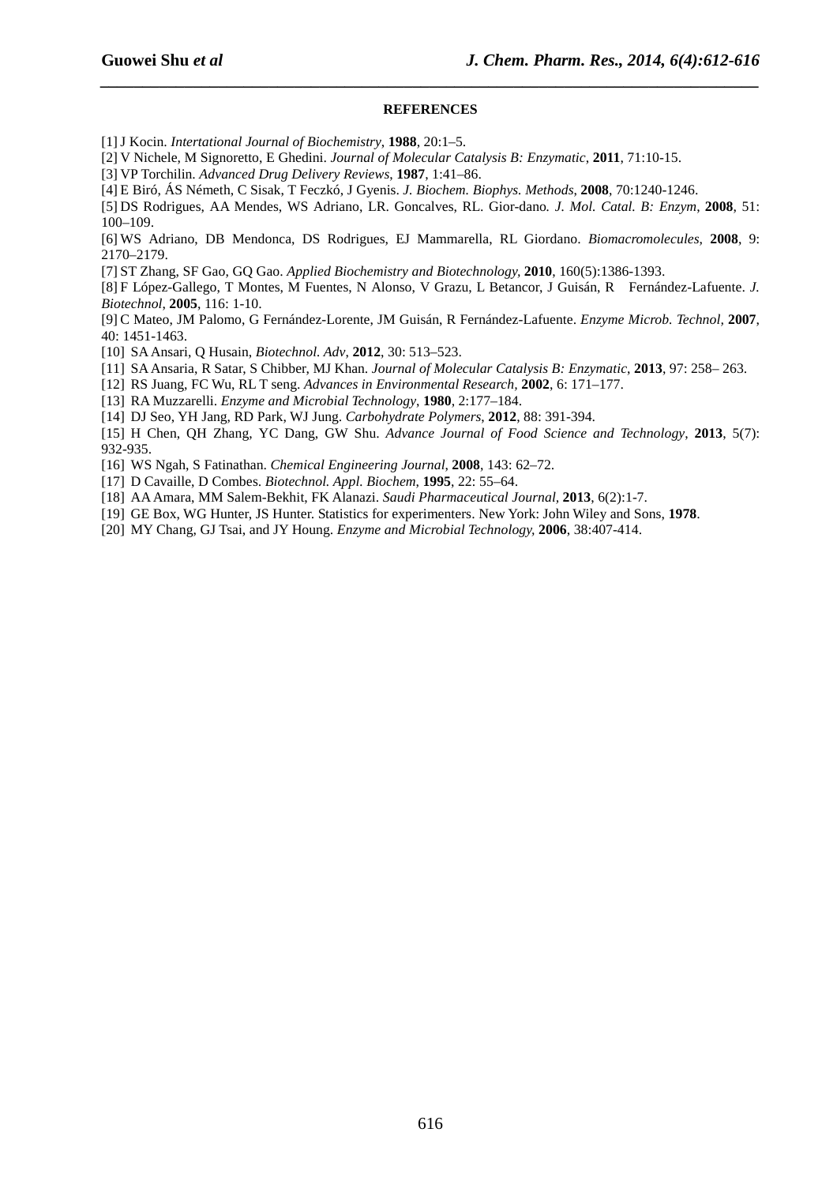**REFERENCES**

[1] J Kocin. *Intertational Journal of Biochemistry*, **1988**, 20:1–5.

[2] V Nichele, M Signoretto, E Ghedini. *Journal of Molecular Catalysis B: Enzymatic*, **2011**, 71:10-15.

[3] VP Torchilin. *Advanced Drug Delivery Reviews*, **1987**, 1:41–86.

[4] E Biró, ÁS Németh, C Sisak, T Feczkó, J Gyenis. *J. Biochem. Biophys. Methods*, **2008**, 70:1240-1246.

[5] DS Rodrigues, AA Mendes, WS Adriano, LR. Goncalves, RL. Gior-dano. *J. Mol. Catal. B: Enzym*, **2008**, 51: 100–109.

[6] WS Adriano, DB Mendonca, DS Rodrigues, EJ Mammarella, RL Giordano. *Biomacromolecules*, **2008**, 9: 2170–2179.

[7] ST Zhang, SF Gao, GQ Gao. *Applied Biochemistry and Biotechnology*, **2010**, 160(5):1386-1393.

[8] F López-Gallego, T Montes, M Fuentes, N Alonso, V Grazu, L Betancor, J Guisán, R Fernández-Lafuente. *J. Biotechnol*, **2005**, 116: 1-10.

[9] C Mateo, JM Palomo, G Fernández-Lorente, JM Guisán, R Fernández-Lafuente. *Enzyme Microb. Technol*, **2007**, 40: 1451-1463.

[10] SA Ansari, Q Husain, *Biotechnol. Adv*, **2012**, 30: 513–523.

[11] SA Ansaria, R Satar, S Chibber, MJ Khan. *Journal of Molecular Catalysis B: Enzymatic*, **2013**, 97: 258– 263.

[12] RS Juang, FC Wu, RL T seng. *Advances in Environmental Research*, **2002**, 6: 171–177.

[13] RA Muzzarelli. *Enzyme and Microbial Technology*, **1980**, 2:177–184.

[14] DJ Seo, YH Jang, RD Park, WJ Jung. *Carbohydrate Polymers*, **2012**, 88: 391-394.

[15] H Chen, QH Zhang, YC Dang, GW Shu. *Advance Journal of Food Science and Technology*, **2013**, 5(7): 932-935.

[16] WS Ngah, S Fatinathan. *Chemical Engineering Journal*, **2008**, 143: 62–72.

[17] D Cavaille, D Combes. *Biotechnol. Appl. Biochem*, **1995**, 22: 55–64.

[18] AA Amara, MM Salem-Bekhit, FK Alanazi. *Saudi Pharmaceutical Journal*, **2013**, 6(2):1-7.

[19] GE Box, WG Hunter, JS Hunter. Statistics for experimenters. New York: John Wiley and Sons, **1978**.

[20] MY Chang, GJ Tsai, and JY Houng. *Enzyme and Microbial Technology*, **2006**, 38:407-414.